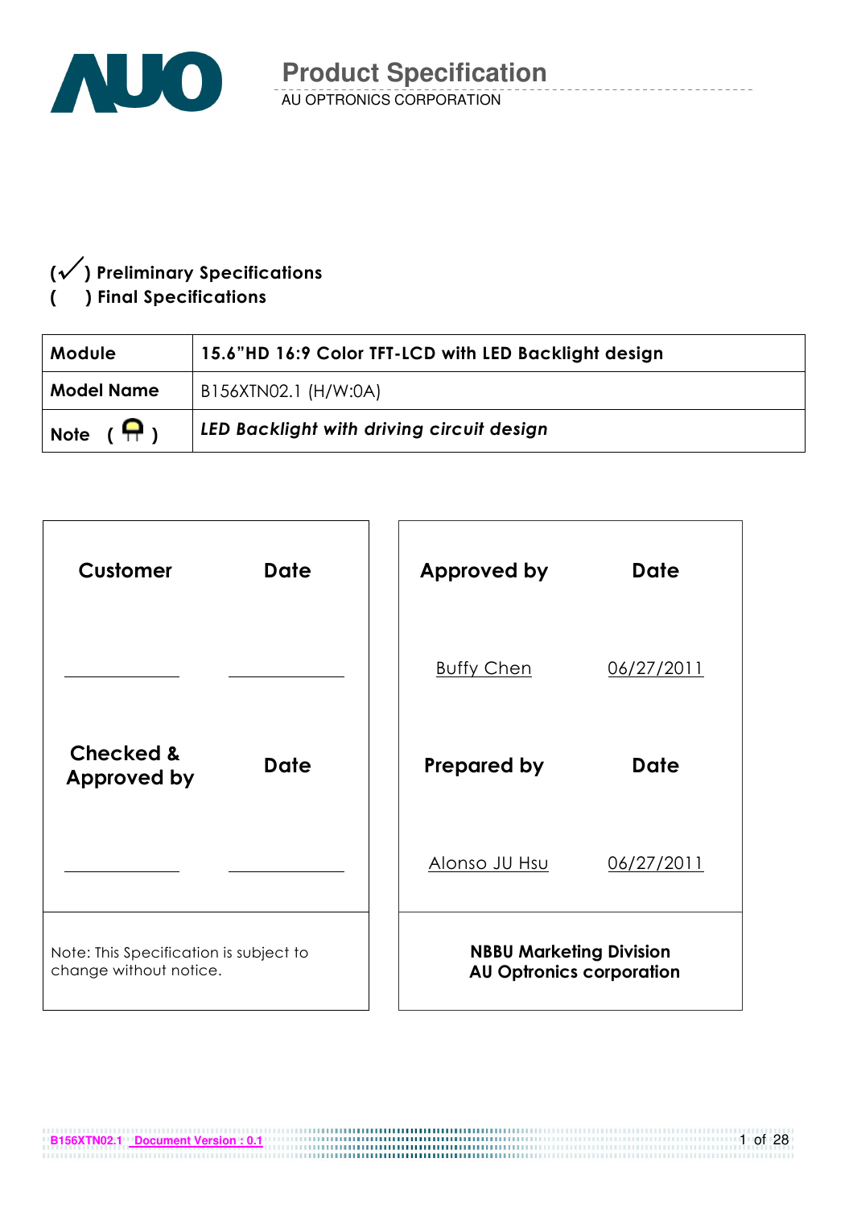# Product Specification

AU OPTRONICS CORPORATION

(✓) **Preliminary Specifications**

(   ) **Final Specifications**

| **Module** | **15.6"HD 16:9 Color TFT-LCD with LED Backlight design** |
|---|---|
| **Model Name** | B156XTN02.1 (H/W:0A) |
| **Note** | ***LED Backlight with driving circuit design*** |

| **Customer** | **Date** |
|---|---|
| \_\_\_\_\_\_\_\_\_\_ | \_\_\_\_\_\_\_\_\_\_ |
| **Checked & Approved by** | **Date** |
| \_\_\_\_\_\_\_\_\_\_ | \_\_\_\_\_\_\_\_\_\_ |

Note: This Specification is subject to change without notice.

| **Approved by** | **Date** |
|---|---|
| Buffy Chen | 06/27/2011 |
| **Prepared by** | **Date** |
| Alonso JU Hsu | 06/27/2011 |

**NBBU Marketing Division**
**AU Optronics corporation**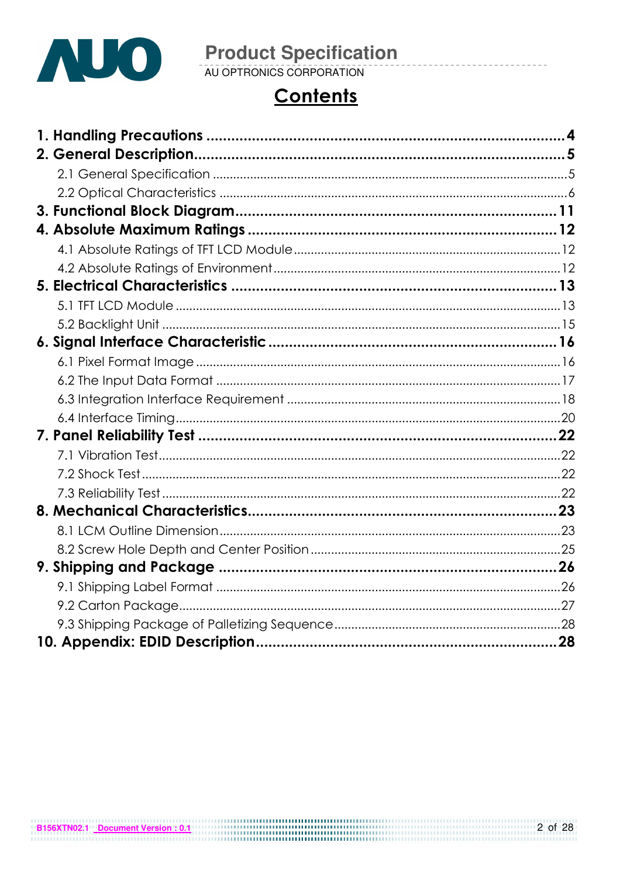# Contents

**1. Handling Precautions ........................................................................................4**

**2. General Description.........................................................................................5**

2.1 General Specification .........................................................................................5

2.2 Optical Characteristics .......................................................................................6

**3. Functional Block Diagram...............................................................................11**

**4. Absolute Maximum Ratings ...........................................................................12**

4.1 Absolute Ratings of TFT LCD Module ..............................................................12

4.2 Absolute Ratings of Environment ....................................................................12

**5. Electrical Characteristics ................................................................................13**

5.1 TFT LCD Module ..................................................................................................13

5.2 Backlight Unit .......................................................................................................15

**6. Signal Interface Characteristic .......................................................................16**

6.1 Pixel Format Image ............................................................................................16

6.2 The Input Data Format ......................................................................................17

6.3 Integration Interface Requirement .................................................................18

6.4 Interface Timing...................................................................................................20

**7. Panel Reliability Test .......................................................................................22**

7.1 Vibration Test.......................................................................................................22

7.2 Shock Test ...........................................................................................................22

7.3 Reliability Test .....................................................................................................22

**8. Mechanical Characteristics...........................................................................23**

8.1 LCM Outline Dimension....................................................................................23

8.2 Screw Hole Depth and Center Position ..........................................................25

**9. Shipping and Package ..................................................................................26**

9.1 Shipping Label Format .....................................................................................26

9.2 Carton Package..................................................................................................27

9.3 Shipping Package of Palletizing Sequence ...................................................28

**10. Appendix: EDID Description.........................................................................28**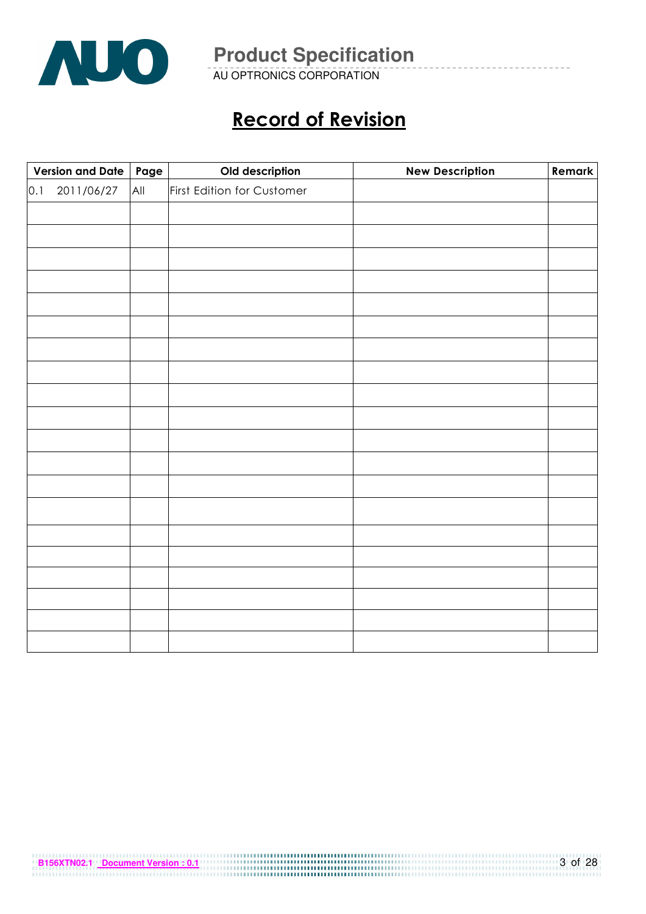# Record of Revision

| Version and Date | Page | Old description | New Description | Remark |
|---|---|---|---|---|
| 0.1 2011/06/27 | All | First Edition for Customer | | |
| | | | | |
| | | | | |
| | | | | |
| | | | | |
| | | | | |
| | | | | |
| | | | | |
| | | | | |
| | | | | |
| | | | | |
| | | | | |
| | | | | |
| | | | | |
| | | | | |
| | | | | |
| | | | | |
| | | | | |
| | | | | |
| | | | | |
| | | | | |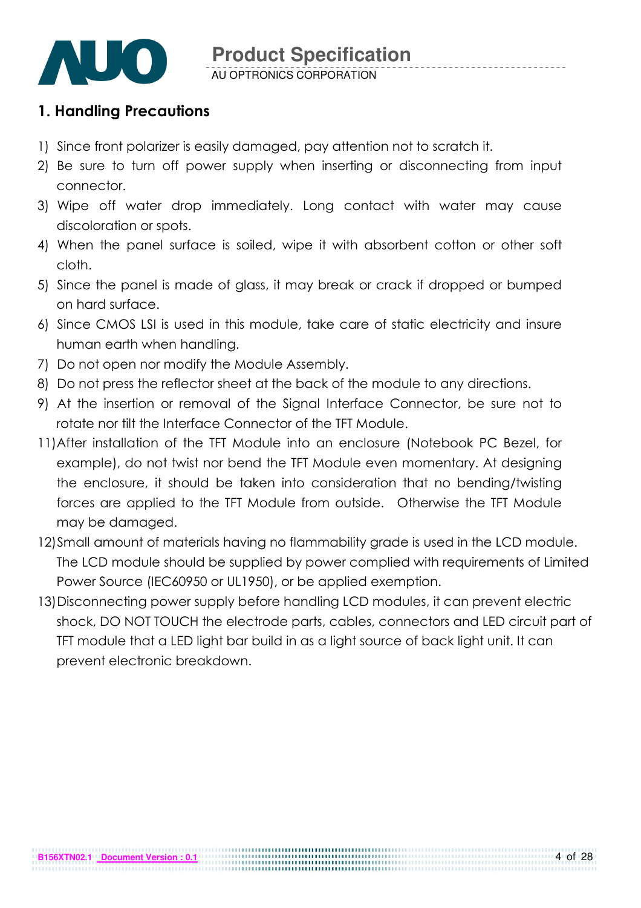# 1. Handling Precautions

1) Since front polarizer is easily damaged, pay attention not to scratch it.
2) Be sure to turn off power supply when inserting or disconnecting from input connector.
3) Wipe off water drop immediately. Long contact with water may cause discoloration or spots.
4) When the panel surface is soiled, wipe it with absorbent cotton or other soft cloth.
5) Since the panel is made of glass, it may break or crack if dropped or bumped on hard surface.
6) Since CMOS LSI is used in this module, take care of static electricity and insure human earth when handling.
7) Do not open nor modify the Module Assembly.
8) Do not press the reflector sheet at the back of the module to any directions.
9) At the insertion or removal of the Signal Interface Connector, be sure not to rotate nor tilt the Interface Connector of the TFT Module.
11) After installation of the TFT Module into an enclosure (Notebook PC Bezel, for example), do not twist nor bend the TFT Module even momentary. At designing the enclosure, it should be taken into consideration that no bending/twisting forces are applied to the TFT Module from outside. Otherwise the TFT Module may be damaged.
12) Small amount of materials having no flammability grade is used in the LCD module. The LCD module should be supplied by power complied with requirements of Limited Power Source (IEC60950 or UL1950), or be applied exemption.
13) Disconnecting power supply before handling LCD modules, it can prevent electric shock, DO NOT TOUCH the electrode parts, cables, connectors and LED circuit part of TFT module that a LED light bar build in as a light source of back light unit. It can prevent electronic breakdown.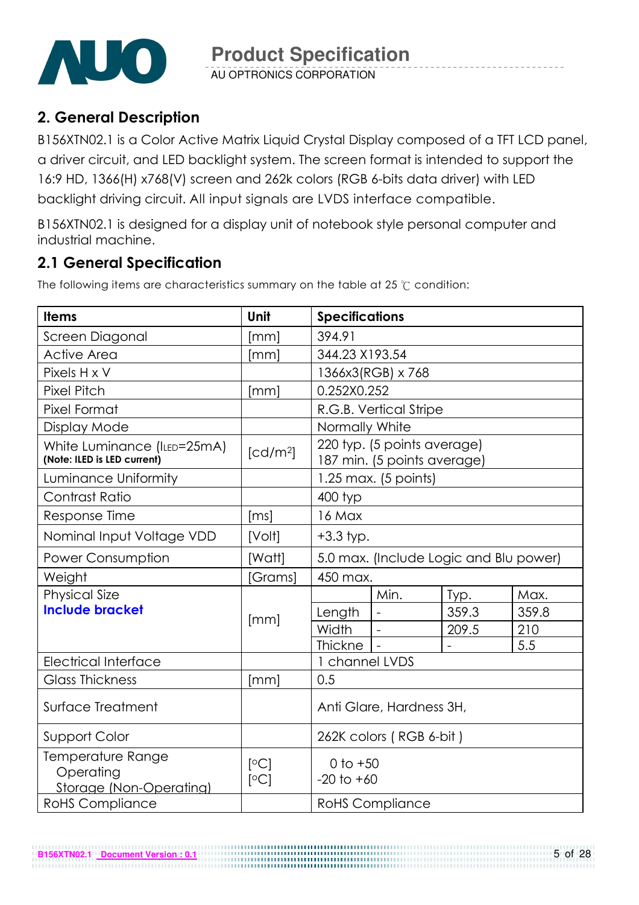## 2. General Description

B156XTN02.1 is a Color Active Matrix Liquid Crystal Display composed of a TFT LCD panel, a driver circuit, and LED backlight system. The screen format is intended to support the 16:9 HD, 1366(H) x768(V) screen and 262k colors (RGB 6-bits data driver) with LED backlight driving circuit. All input signals are LVDS interface compatible.

B156XTN02.1 is designed for a display unit of notebook style personal computer and industrial machine.

### 2.1 General Specification

The following items are characteristics summary on the table at 25 ℃ condition:

| Items | Unit | Specifications | | | |
|---|---|---|---|---|---|
| Screen Diagonal | [mm] | 394.91 | | | |
| Active Area | [mm] | 344.23 X193.54 | | | |
| Pixels H x V | | 1366x3(RGB) x 768 | | | |
| Pixel Pitch | [mm] | 0.252X0.252 | | | |
| Pixel Format | | R.G.B. Vertical Stripe | | | |
| Display Mode | | Normally White | | | |
| White Luminance ($I_{LED}$=25mA) **(Note: ILED is LED current)** | [cd/m²] | 220 typ. (5 points average) 187 min. (5 points average) | | | |
| Luminance Uniformity | | 1.25 max. (5 points) | | | |
| Contrast Ratio | | 400 typ | | | |
| Response Time | [ms] | 16 Max | | | |
| Nominal Input Voltage VDD | [Volt] | +3.3 typ. | | | |
| Power Consumption | [Watt] | 5.0 max. (Include Logic and Blu power) | | | |
| Weight | [Grams] | 450 max. | | | |
| Physical Size **Include bracket** | [mm] | | Min. | Typ. | Max. |
| | | Length | - | 359.3 | 359.8 |
| | | Width | - | 209.5 | 210 |
| | | Thickne | - | - | 5.5 |
| Electrical Interface | | 1 channel LVDS | | | |
| Glass Thickness | [mm] | 0.5 | | | |
| Surface Treatment | | Anti Glare, Hardness 3H, | | | |
| Support Color | | 262K colors ( RGB 6-bit ) | | | |
| Temperature Range Operating Storage (Non-Operating) | [°C] [°C] | 0 to +50 -20 to +60 | | | |
| RoHS Compliance | | RoHS Compliance | | | |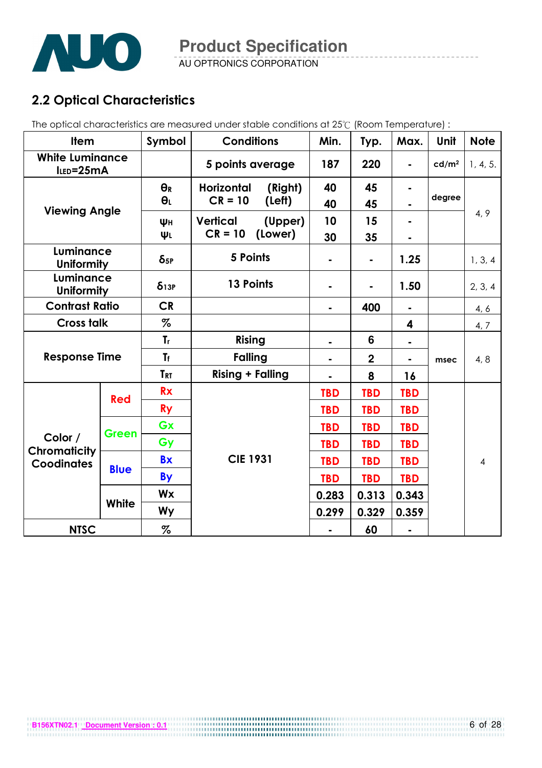## 2.2 Optical Characteristics

The optical characteristics are measured under stable conditions at 25℃ (Room Temperature) :

| Item | | Symbol | Conditions | Min. | Typ. | Max. | Unit | Note |
|---|---|---|---|---|---|---|---|---|
| White Luminance $I_{LED}$=25mA | | | 5 points average | 187 | 220 | - | cd/m² | 1, 4, 5. |
| Viewing Angle | | $\theta_R$ | Horizontal (Right) CR = 10 | 40 | 45 | - | degree | 4, 9 |
| | | $\theta_L$ | (Left) | 40 | 45 | - | | |
| | | $\psi_H$ | Vertical (Upper) CR = 10 | 10 | 15 | - | | |
| | | $\psi_L$ | (Lower) | 30 | 35 | - | | |
| Luminance Uniformity | | $\delta_{5P}$ | 5 Points | - | - | 1.25 | | 1, 3, 4 |
| Luminance Uniformity | | $\delta_{13P}$ | 13 Points | - | - | 1.50 | | 2, 3, 4 |
| Contrast Ratio | | CR | | - | 400 | - | | 4, 6 |
| Cross talk | | % | | | | 4 | | 4, 7 |
| Response Time | | $T_r$ | Rising | - | 6 | - | msec | 4, 8 |
| | | $T_f$ | Falling | - | 2 | - | | |
| | | $T_{RT}$ | Rising + Falling | - | 8 | 16 | | |
| Color / Chromaticity Coodinates | Red | Rx | CIE 1931 | TBD | TBD | TBD | | 4 |
| | | Ry | | TBD | TBD | TBD | | |
| | Green | Gx | | TBD | TBD | TBD | | |
| | | Gy | | TBD | TBD | TBD | | |
| | Blue | Bx | | TBD | TBD | TBD | | |
| | | By | | TBD | TBD | TBD | | |
| | White | Wx | | 0.283 | 0.313 | 0.343 | | |
| | | Wy | | 0.299 | 0.329 | 0.359 | | |
| NTSC | | % | | - | 60 | - | | |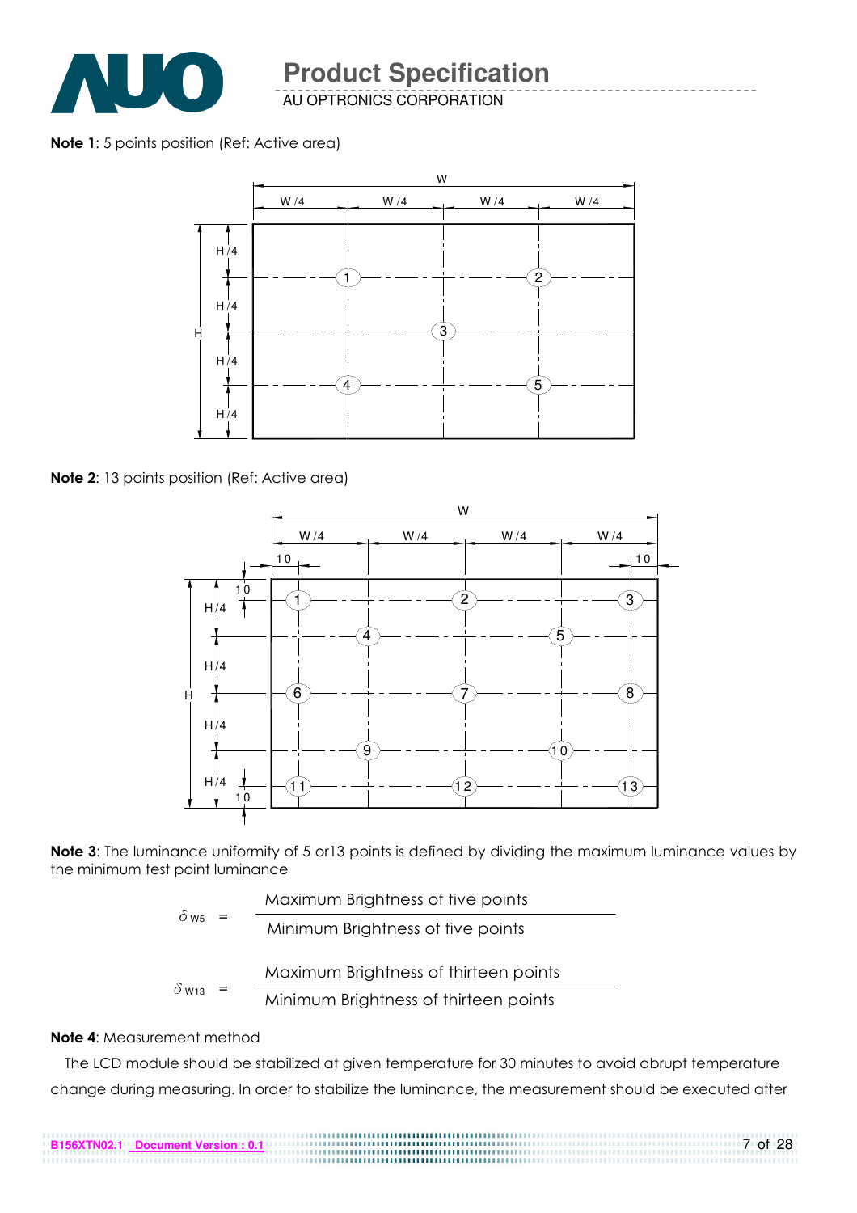**Note 1**: 5 points position (Ref: Active area)

**Note 2**: 13 points position (Ref: Active area)

**Note 3**: The luminance uniformity of 5 or13 points is defined by dividing the maximum luminance values by the minimum test point luminance

$$\delta_{W5} = \frac{\text{Maximum Brightness of five points}}{\text{Minimum Brightness of five points}}$$

$$\delta_{W13} = \frac{\text{Maximum Brightness of thirteen points}}{\text{Minimum Brightness of thirteen points}}$$

**Note 4**: Measurement method

The LCD module should be stabilized at given temperature for 30 minutes to avoid abrupt temperature change during measuring. In order to stabilize the luminance, the measurement should be executed after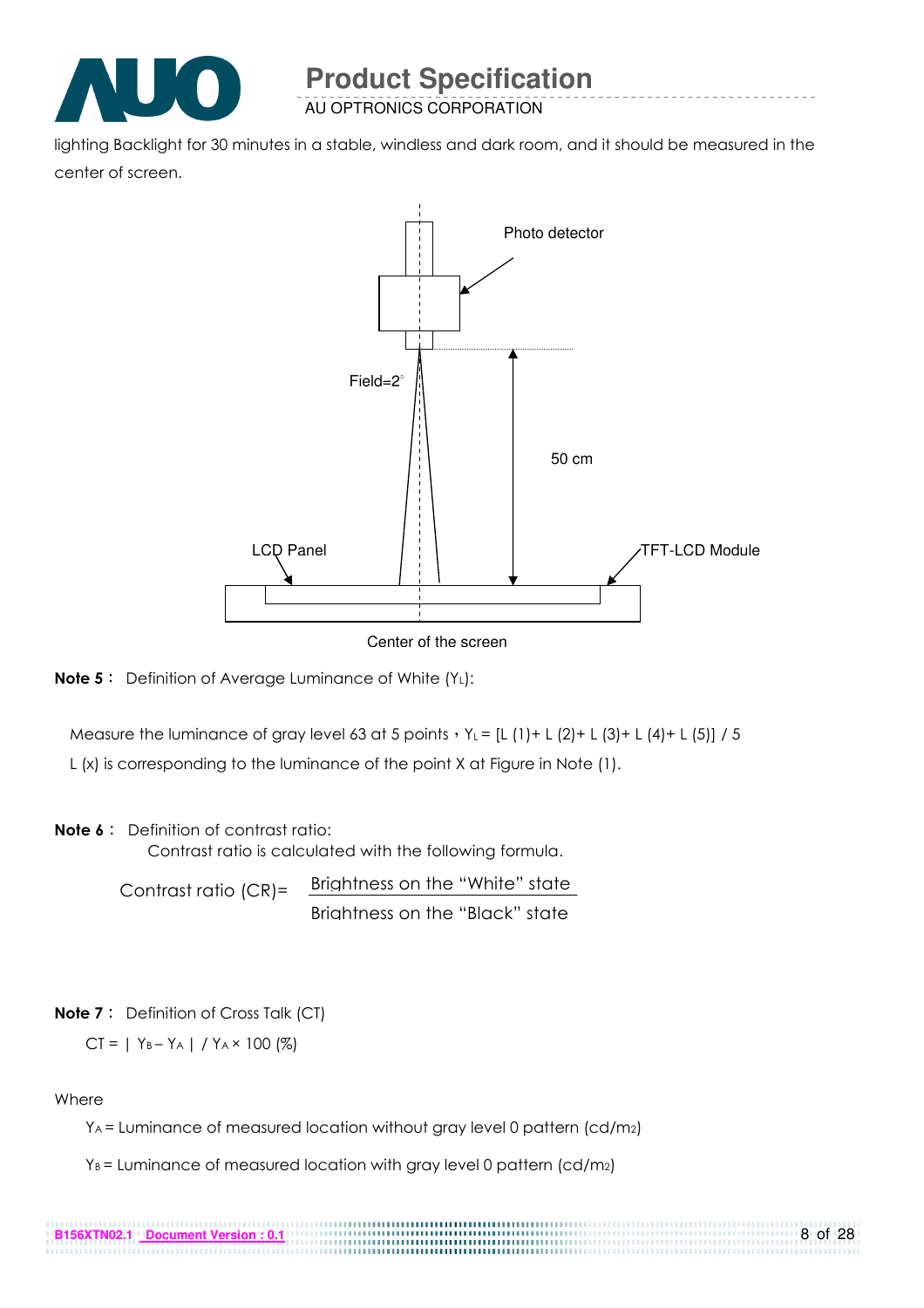lighting Backlight for 30 minutes in a stable, windless and dark room, and it should be measured in the center of screen.

Photo detector

Field=2°

50 cm

LCD Panel

TFT-LCD Module

Center of the screen

**Note 5**： Definition of Average Luminance of White ($Y_L$):

Measure the luminance of gray level 63 at 5 points，$Y_L$ = [L (1)+ L (2)+ L (3)+ L (4)+ L (5)] / 5

L (x) is corresponding to the luminance of the point X at Figure in Note (1).

**Note 6**： Definition of contrast ratio:

Contrast ratio is calculated with the following formula.

$$\text{Contrast ratio (CR)} = \frac{\text{Brightness on the "White" state}}{\text{Brightness on the "Black" state}}$$

**Note 7**： Definition of Cross Talk (CT)

$$CT = | Y_B - Y_A | / Y_A \times 100 \ (\%)$$

Where

$Y_A$ = Luminance of measured location without gray level 0 pattern (cd/m2)

$Y_B$ = Luminance of measured location with gray level 0 pattern (cd/m2)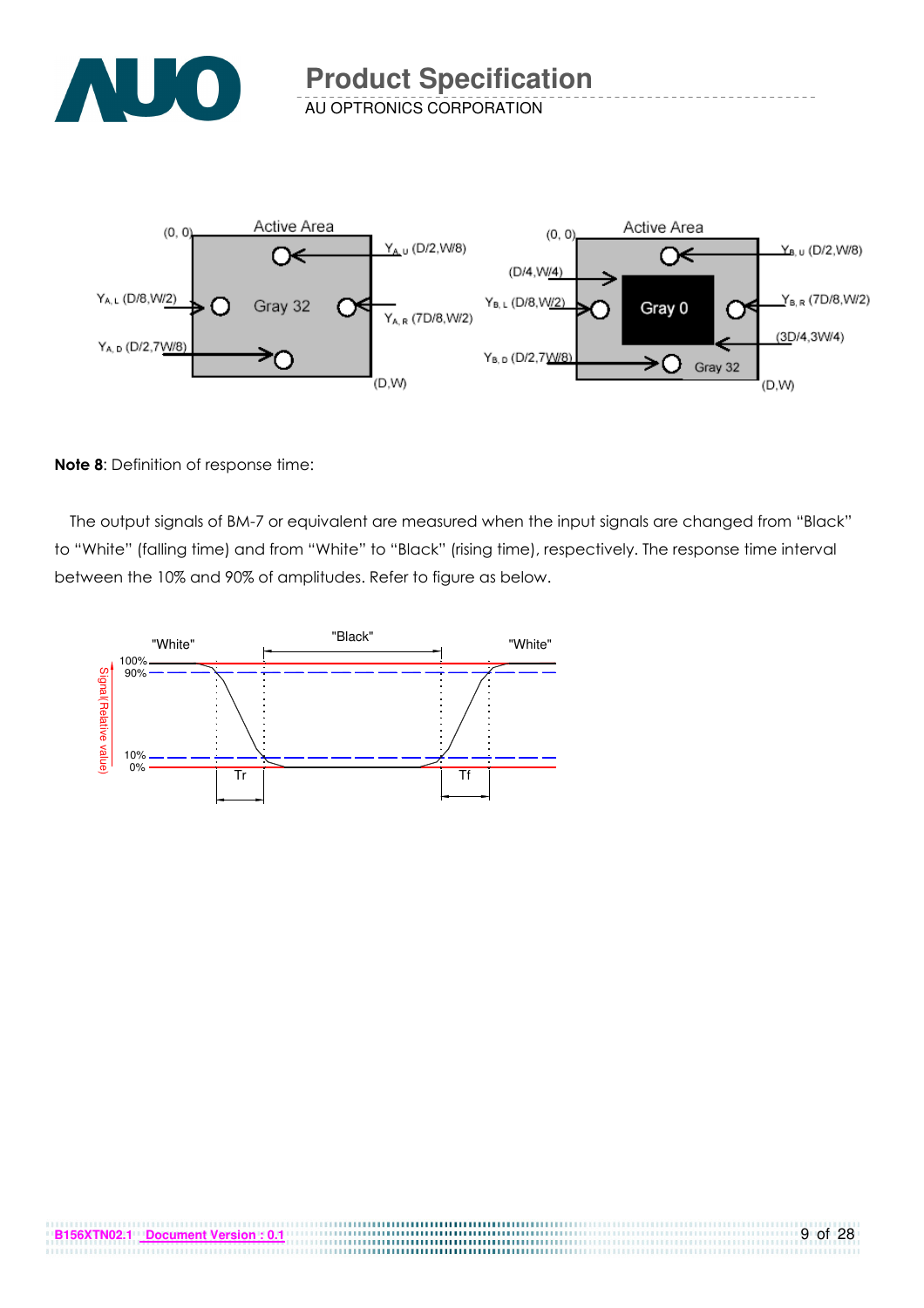**Note 8**: Definition of response time:

The output signals of BM-7 or equivalent are measured when the input signals are changed from "Black" to "White" (falling time) and from "White" to "Black" (rising time), respectively. The response time interval between the 10% and 90% of amplitudes. Refer to figure as below.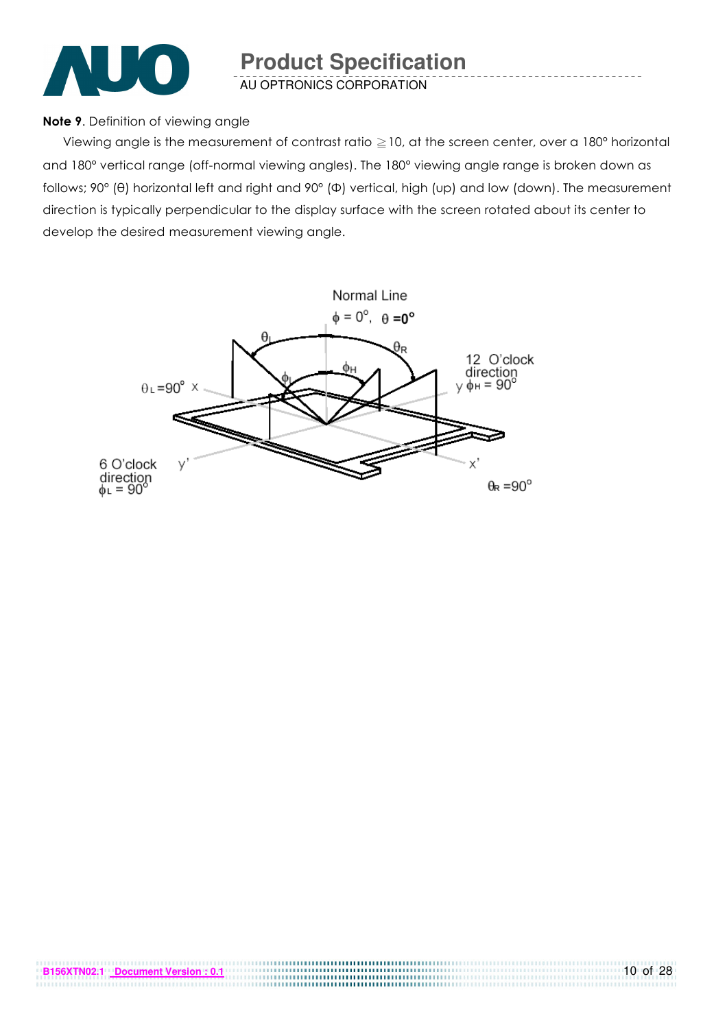**Note 9**. Definition of viewing angle

Viewing angle is the measurement of contrast ratio ≧10, at the screen center, over a 180° horizontal and 180° vertical range (off-normal viewing angles). The 180° viewing angle range is broken down as follows; 90° (θ) horizontal left and right and 90° (Φ) vertical, high (up) and low (down). The measurement direction is typically perpendicular to the display surface with the screen rotated about its center to develop the desired measurement viewing angle.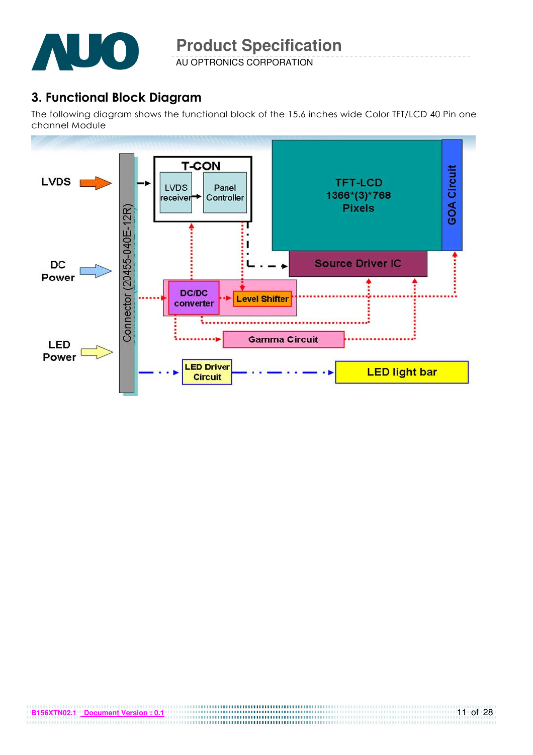## 3. Functional Block Diagram

The following diagram shows the functional block of the 15.6 inches wide Color TFT/LCD 40 Pin one channel Module

LVDS

DC Power

LED Power

Connector (20455-040E-12R)

T-CON

LVDS receiver

Panel Controller

TFT-LCD 1366*(3)*768 Pixels

GOA Circuit

Source Driver IC

DC/DC converter

Level Shifter

Gamma Circuit

LED Driver Circuit

LED light bar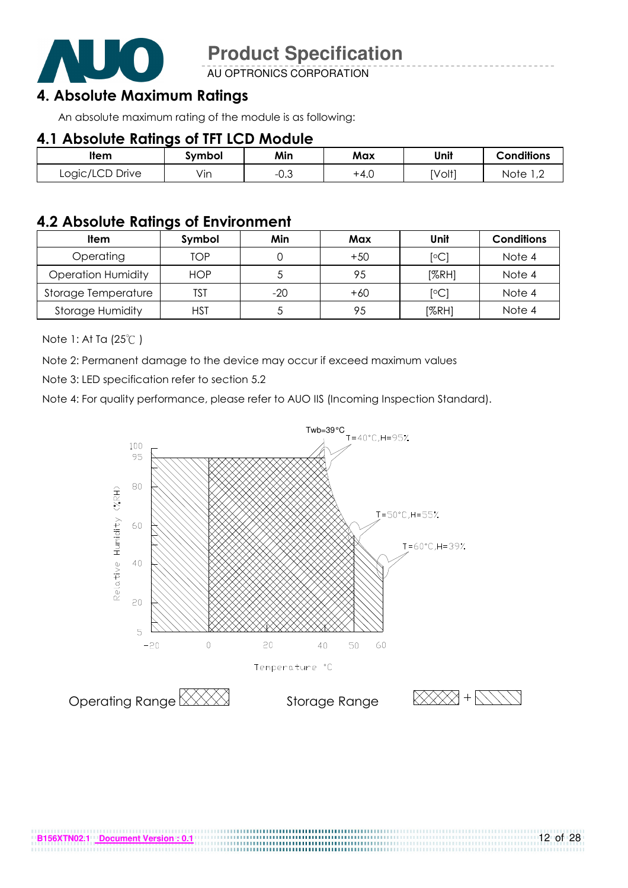## 4. Absolute Maximum Ratings

An absolute maximum rating of the module is as following:

### 4.1 Absolute Ratings of TFT LCD Module

| Item | Symbol | Min | Max | Unit | Conditions |
|---|---|---|---|---|---|
| Logic/LCD Drive | Vin | -0.3 | +4.0 | [Volt] | Note 1,2 |

### 4.2 Absolute Ratings of Environment

| Item | Symbol | Min | Max | Unit | Conditions |
|---|---|---|---|---|---|
| Operating | TOP | 0 | +50 | [°C] | Note 4 |
| Operation Humidity | HOP | 5 | 95 | [%RH] | Note 4 |
| Storage Temperature | TST | -20 | +60 | [°C] | Note 4 |
| Storage Humidity | HST | 5 | 95 | [%RH] | Note 4 |

Note 1: At Ta (25℃ )

Note 2: Permanent damage to the device may occur if exceed maximum values

Note 3: LED specification refer to section 5.2

Note 4: For quality performance, please refer to AUO IIS (Incoming Inspection Standard).

Twb=39°C

T=40°C,H=95%

T=50°C,H=55%

T=60°C,H=39%

Relative Humidity (%RH)

Temperature °C

Operating Range

Storage Range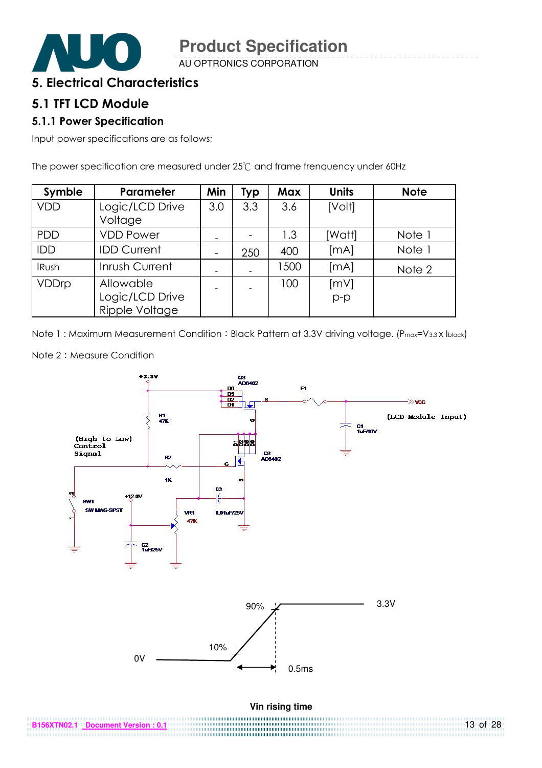# 5. Electrical Characteristics

## 5.1 TFT LCD Module

### 5.1.1 Power Specification

Input power specifications are as follows;

The power specification are measured under 25℃ and frame frenquency under 60Hz

| Symble | Parameter | Min | Typ | Max | Units | Note |
|---|---|---|---|---|---|---|
| VDD | Logic/LCD Drive Voltage | 3.0 | 3.3 | 3.6 | [Volt] | |
| PDD | VDD Power | - | - | 1.3 | [Watt] | Note 1 |
| IDD | IDD Current | - | 250 | 400 | [mA] | Note 1 |
| IRush | Inrush Current | - | - | 1500 | [mA] | Note 2 |
| VDDrp | Allowable Logic/LCD Drive Ripple Voltage | - | - | 100 | [mV] p-p | |

Note 1 : Maximum Measurement Condition：Black Pattern at 3.3V driving voltage. ($P_{max}=V_{3.3} \times I_{black}$)

Note 2：Measure Condition

Vin rising time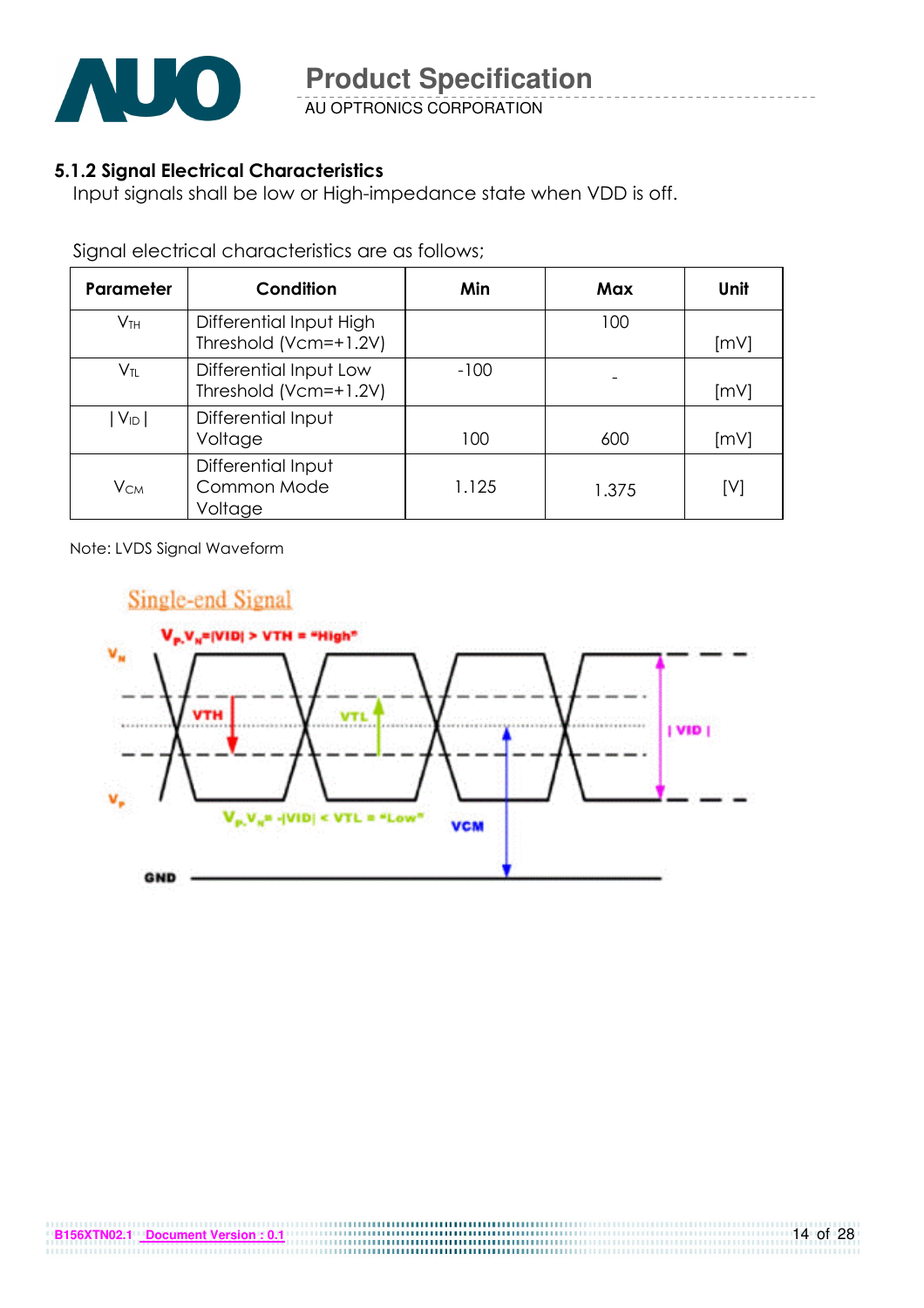### 5.1.2 Signal Electrical Characteristics

Input signals shall be low or High-impedance state when VDD is off.

Signal electrical characteristics are as follows;

| Parameter | Condition | Min | Max | Unit |
|---|---|---|---|---|
| $V_{TH}$ | Differential Input High Threshold (Vcm=+1.2V) | | 100 | [mV] |
| $V_{TL}$ | Differential Input Low Threshold (Vcm=+1.2V) | -100 | - | [mV] |
| $\lvert V_{ID} \rvert$ | Differential Input Voltage | 100 | 600 | [mV] |
| $V_{CM}$ | Differential Input Common Mode Voltage | 1.125 | 1.375 | [V] |

Note: LVDS Signal Waveform

Single-end Signal

$V_P$-$V_N$=|VID| > VTH = "High"

$V_P$-$V_N$= -|VID| < VTL = "Low"

$V_N$, $V_P$, VTH, VTL, | VID |, VCM, GND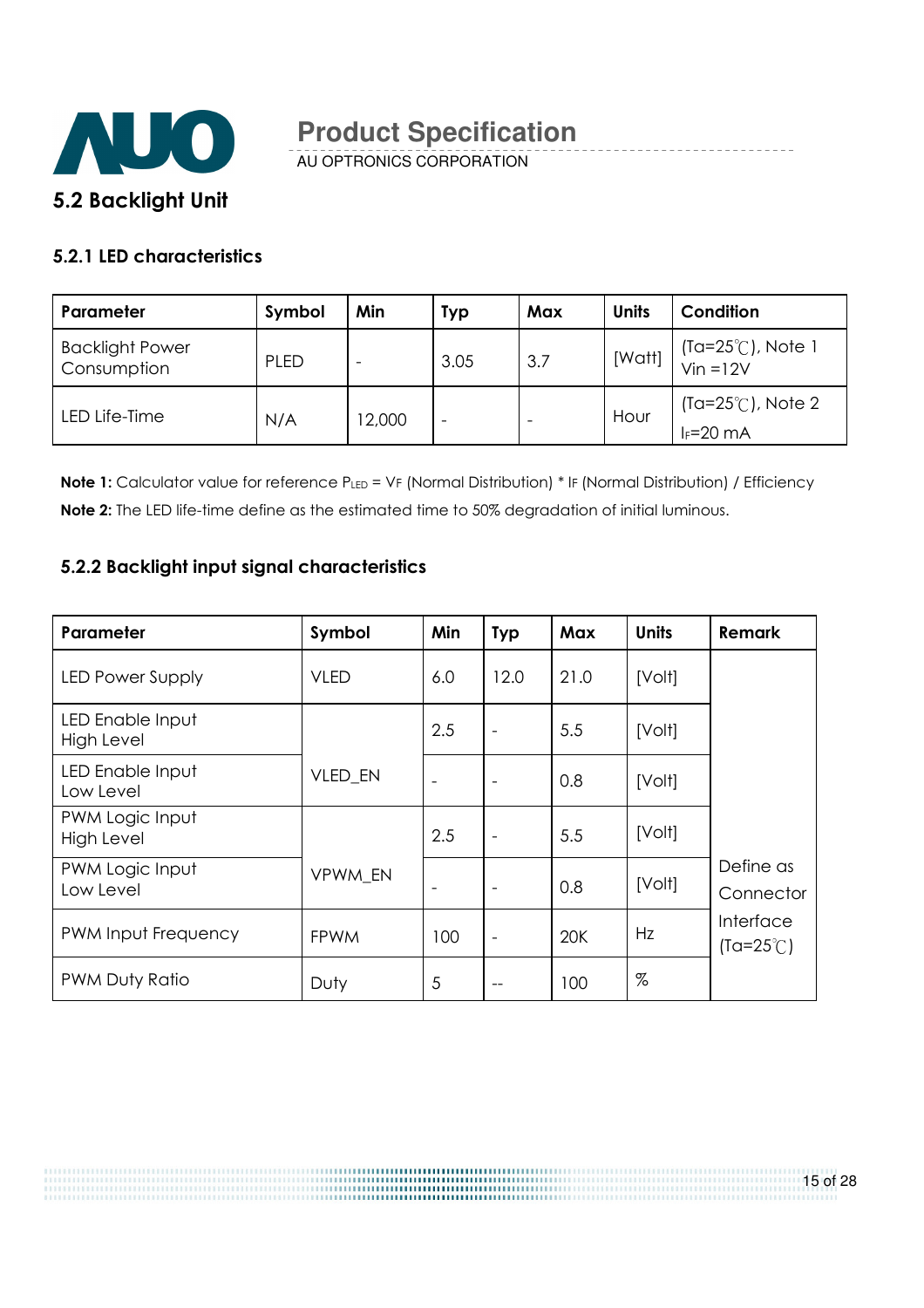## 5.2 Backlight Unit

### 5.2.1 LED characteristics

| Parameter | Symbol | Min | Typ | Max | Units | Condition |
|---|---|---|---|---|---|---|
| Backlight Power Consumption | PLED | - | 3.05 | 3.7 | [Watt] | (Ta=25℃), Note 1 Vin =12V |
| LED Life-Time | N/A | 12,000 | - | - | Hour | (Ta=25℃), Note 2 $I_F$=20 mA |

**Note 1:** Calculator value for reference $P_{LED}$ = $V_F$ (Normal Distribution) * $I_F$ (Normal Distribution) / Efficiency

**Note 2:** The LED life-time define as the estimated time to 50% degradation of initial luminous.

### 5.2.2 Backlight input signal characteristics

| Parameter | Symbol | Min | Typ | Max | Units | Remark |
|---|---|---|---|---|---|---|
| LED Power Supply | VLED | 6.0 | 12.0 | 21.0 | [Volt] | Define as Connector Interface (Ta=25℃) |
| LED Enable Input High Level | VLED_EN | 2.5 | - | 5.5 | [Volt] | |
| LED Enable Input Low Level | | - | - | 0.8 | [Volt] | |
| PWM Logic Input High Level | VPWM_EN | 2.5 | - | 5.5 | [Volt] | |
| PWM Logic Input Low Level | | - | - | 0.8 | [Volt] | |
| PWM Input Frequency | FPWM | 100 | - | 20K | Hz | |
| PWM Duty Ratio | Duty | 5 | -- | 100 | % | |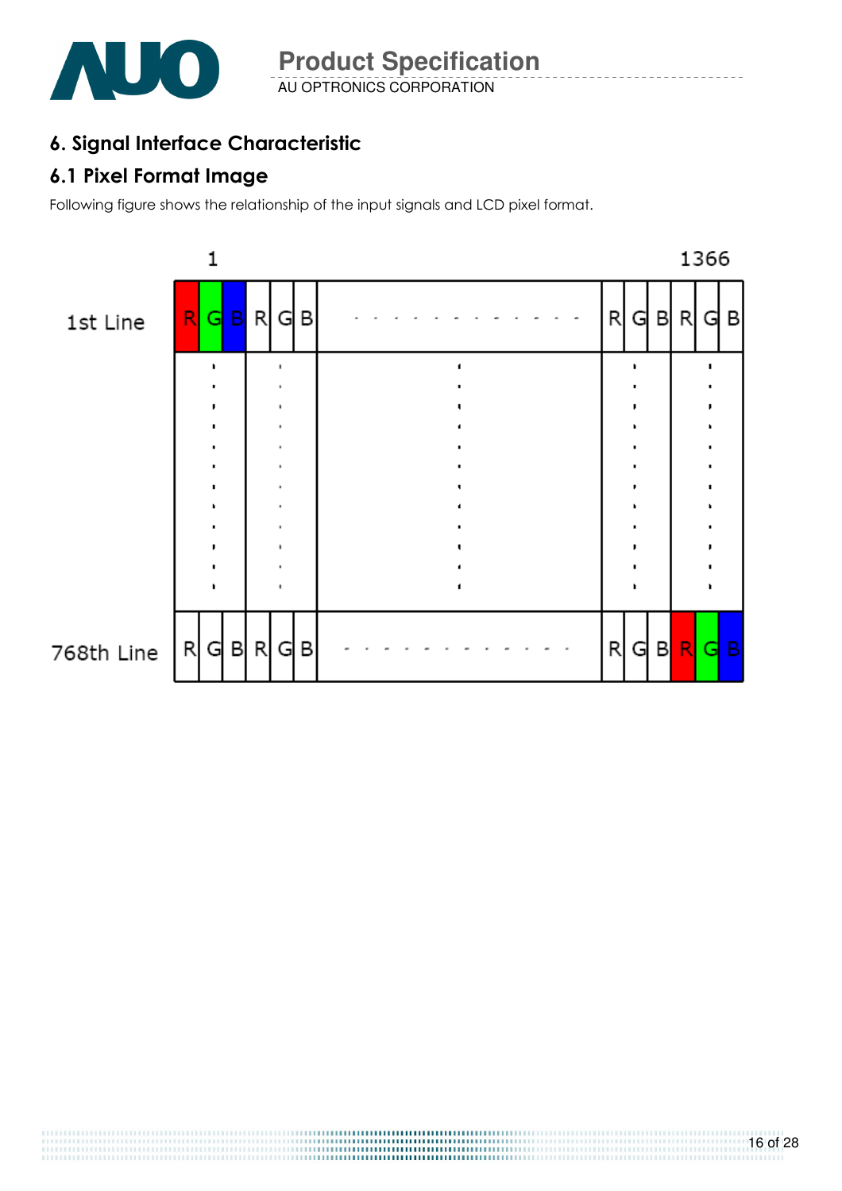# 6. Signal Interface Characteristic

## 6.1 Pixel Format Image

Following figure shows the relationship of the input signals and LCD pixel format.

| | 1 | | | | | | | | | | | | 1366 | | |
|---|---|---|---|---|---|---|---|---|---|---|---|---|---|---|---|
| 1st Line | R | G | B | R | G | B | - - - - - - - - - - - - | R | G | B | R | G | B |
| ⋮ | ⋮ | | | ⋮ | | | ⋮ | ⋮ | | | ⋮ | | |
| 768th Line | R | G | B | R | G | B | - - - - - - - - - - - - | R | G | B | R | G | B |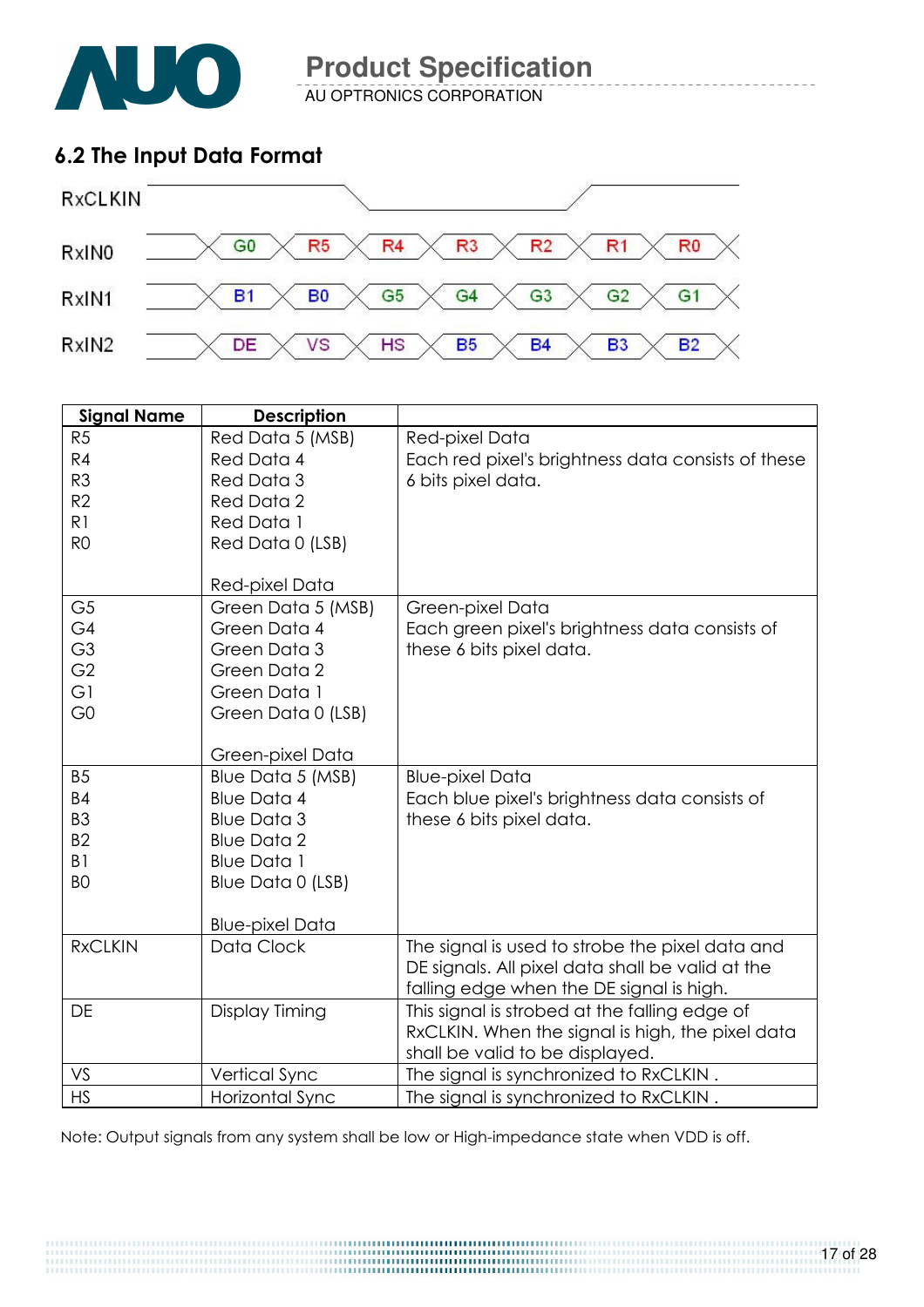## 6.2 The Input Data Format

| Signal | | | | | | | |
|---|---|---|---|---|---|---|---|
| RxCLKIN | | | | | | | |
| RxIN0 | G0 | R5 | R4 | R3 | R2 | R1 | R0 |
| RxIN1 | B1 | B0 | G5 | G4 | G3 | G2 | G1 |
| RxIN2 | DE | VS | HS | B5 | B4 | B3 | B2 |

| Signal Name | Description | |
|---|---|---|
| R5<br>R4<br>R3<br>R2<br>R1<br>R0 | Red Data 5 (MSB)<br>Red Data 4<br>Red Data 3<br>Red Data 2<br>Red Data 1<br>Red Data 0 (LSB)<br><br>Red-pixel Data | Red-pixel Data<br>Each red pixel's brightness data consists of these 6 bits pixel data. |
| G5<br>G4<br>G3<br>G2<br>G1<br>G0 | Green Data 5 (MSB)<br>Green Data 4<br>Green Data 3<br>Green Data 2<br>Green Data 1<br>Green Data 0 (LSB)<br><br>Green-pixel Data | Green-pixel Data<br>Each green pixel's brightness data consists of these 6 bits pixel data. |
| B5<br>B4<br>B3<br>B2<br>B1<br>B0 | Blue Data 5 (MSB)<br>Blue Data 4<br>Blue Data 3<br>Blue Data 2<br>Blue Data 1<br>Blue Data 0 (LSB)<br><br>Blue-pixel Data | Blue-pixel Data<br>Each blue pixel's brightness data consists of these 6 bits pixel data. |
| RxCLKIN | Data Clock | The signal is used to strobe the pixel data and DE signals. All pixel data shall be valid at the falling edge when the DE signal is high. |
| DE | Display Timing | This signal is strobed at the falling edge of RxCLKIN. When the signal is high, the pixel data shall be valid to be displayed. |
| VS | Vertical Sync | The signal is synchronized to RxCLKIN . |
| HS | Horizontal Sync | The signal is synchronized to RxCLKIN . |

Note: Output signals from any system shall be low or High-impedance state when VDD is off.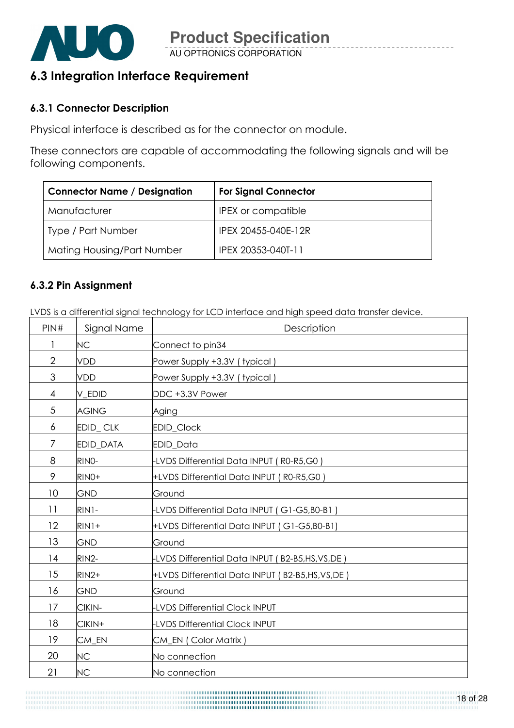## 6.3 Integration Interface Requirement

### 6.3.1 Connector Description

Physical interface is described as for the connector on module.

These connectors are capable of accommodating the following signals and will be following components.

| Connector Name / Designation | For Signal Connector |
|---|---|
| Manufacturer | IPEX or compatible |
| Type / Part Number | IPEX 20455-040E-12R |
| Mating Housing/Part Number | IPEX 20353-040T-11 |

### 6.3.2 Pin Assignment

LVDS is a differential signal technology for LCD interface and high speed data transfer device.

| PIN# | Signal Name | Description |
|---|---|---|
| 1 | NC | Connect to pin34 |
| 2 | VDD | Power Supply +3.3V ( typical ) |
| 3 | VDD | Power Supply +3.3V ( typical ) |
| 4 | V_EDID | DDC +3.3V Power |
| 5 | AGING | Aging |
| 6 | EDID_ CLK | EDID_Clock |
| 7 | EDID_DATA | EDID_Data |
| 8 | RIN0- | -LVDS Differential Data INPUT ( R0-R5,G0 ) |
| 9 | RIN0+ | +LVDS Differential Data INPUT ( R0-R5,G0 ) |
| 10 | GND | Ground |
| 11 | RIN1- | -LVDS Differential Data INPUT ( G1-G5,B0-B1 ) |
| 12 | RIN1+ | +LVDS Differential Data INPUT ( G1-G5,B0-B1) |
| 13 | GND | Ground |
| 14 | RIN2- | -LVDS Differential Data INPUT ( B2-B5,HS,VS,DE ) |
| 15 | RIN2+ | +LVDS Differential Data INPUT ( B2-B5,HS,VS,DE ) |
| 16 | GND | Ground |
| 17 | CIKIN- | -LVDS Differential Clock INPUT |
| 18 | CIKIN+ | -LVDS Differential Clock INPUT |
| 19 | CM_EN | CM_EN ( Color Matrix ) |
| 20 | NC | No connection |
| 21 | NC | No connection |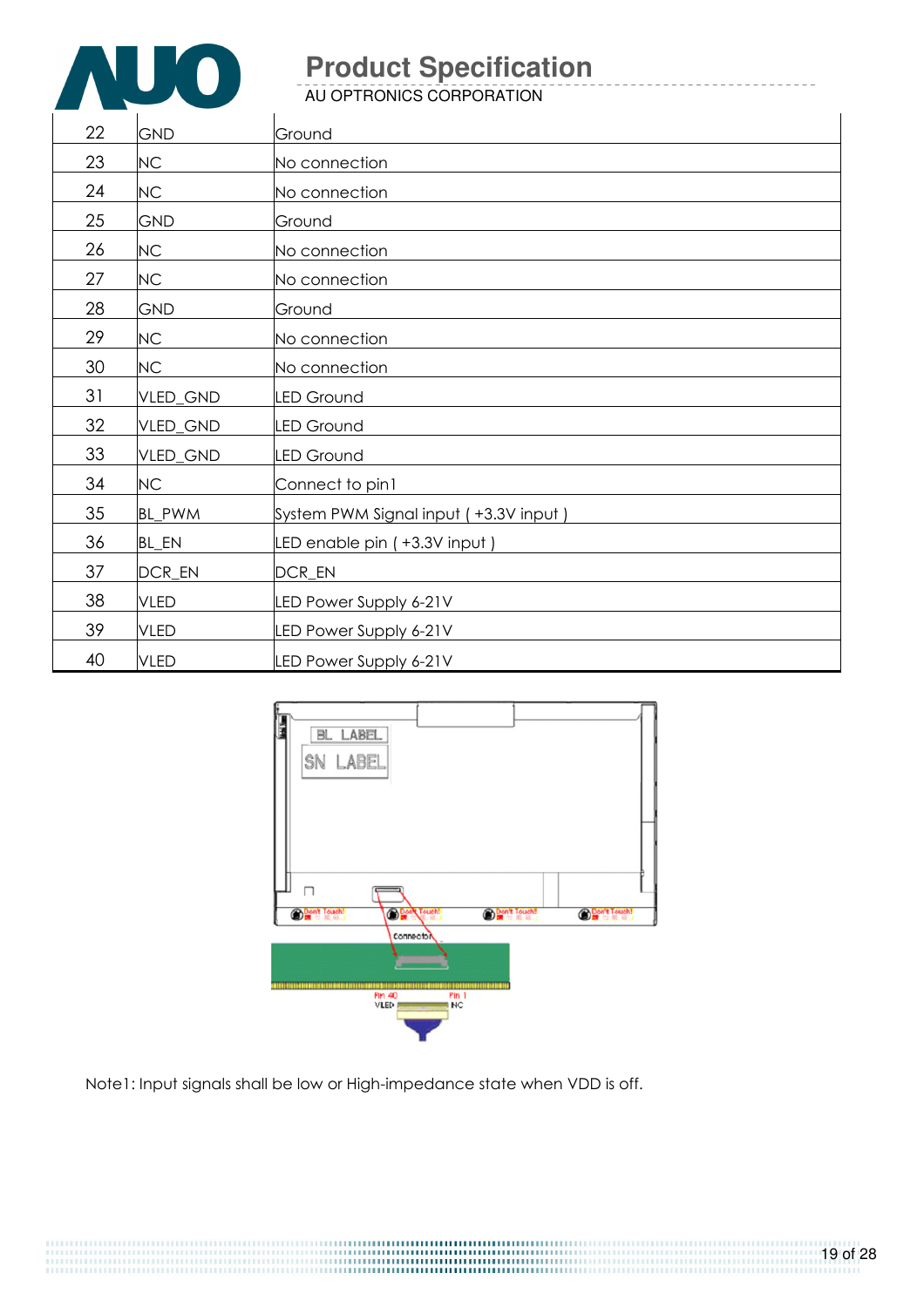| 22 | GND | Ground |
|---|---|---|
| 23 | NC | No connection |
| 24 | NC | No connection |
| 25 | GND | Ground |
| 26 | NC | No connection |
| 27 | NC | No connection |
| 28 | GND | Ground |
| 29 | NC | No connection |
| 30 | NC | No connection |
| 31 | VLED_GND | LED Ground |
| 32 | VLED_GND | LED Ground |
| 33 | VLED_GND | LED Ground |
| 34 | NC | Connect to pin1 |
| 35 | BL_PWM | System PWM Signal input ( +3.3V input ) |
| 36 | BL_EN | LED enable pin ( +3.3V input ) |
| 37 | DCR_EN | DCR_EN |
| 38 | VLED | LED Power Supply 6-21V |
| 39 | VLED | LED Power Supply 6-21V |
| 40 | VLED | LED Power Supply 6-21V |

Note1: Input signals shall be low or High-impedance state when VDD is off.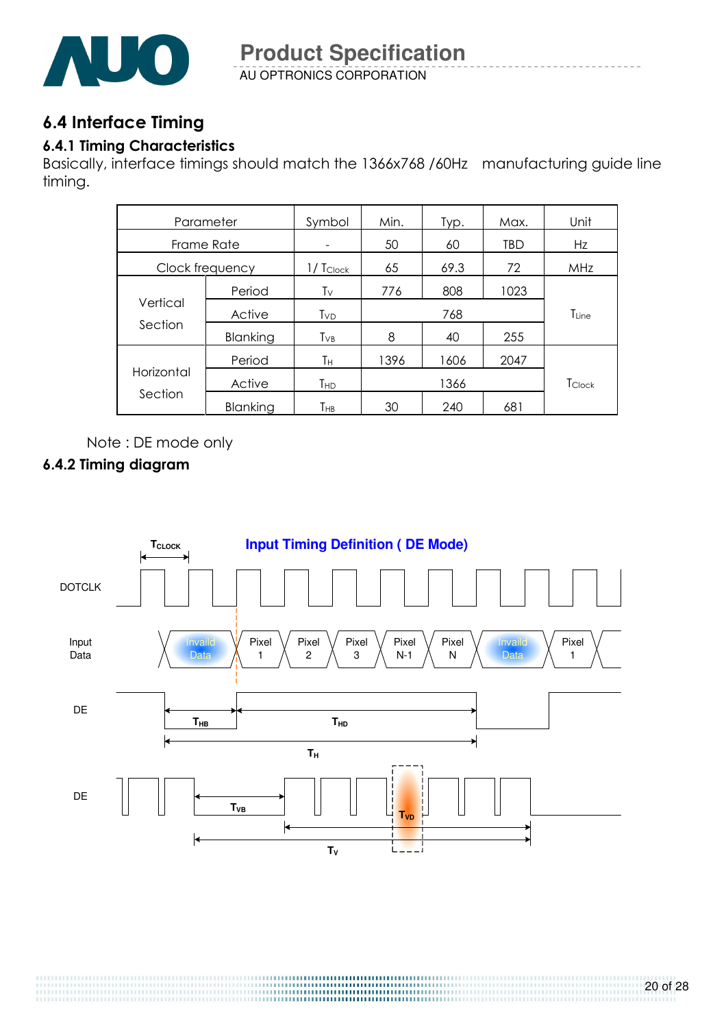## 6.4 Interface Timing

### 6.4.1 Timing Characteristics

Basically, interface timings should match the 1366x768 /60Hz manufacturing guide line timing.

| Parameter | | Symbol | Min. | Typ. | Max. | Unit |
|---|---|---|---|---|---|---|
| Frame Rate | | - | 50 | 60 | TBD | Hz |
| Clock frequency | | $1/T_{Clock}$ | 65 | 69.3 | 72 | MHz |
| Vertical Section | Period | $T_V$ | 776 | 808 | 1023 | $T_{Line}$ |
| | Active | $T_{VD}$ | | 768 | | |
| | Blanking | $T_{VB}$ | 8 | 40 | 255 | |
| Horizontal Section | Period | $T_H$ | 1396 | 1606 | 2047 | $T_{Clock}$ |
| | Active | $T_{HD}$ | | 1366 | | |
| | Blanking | $T_{HB}$ | 30 | 240 | 681 | |

Note : DE mode only

### 6.4.2 Timing diagram

**Input Timing Definition ( DE Mode)**

DOTCLK, Input Data (Invaild Data, Pixel 1, Pixel 2, Pixel 3, Pixel N-1, Pixel N, Invaild Data, Pixel 1), DE ($T_{CLOCK}$, $T_{HB}$, $T_{HD}$, $T_H$), DE ($T_{VB}$, $T_{VD}$, $T_V$)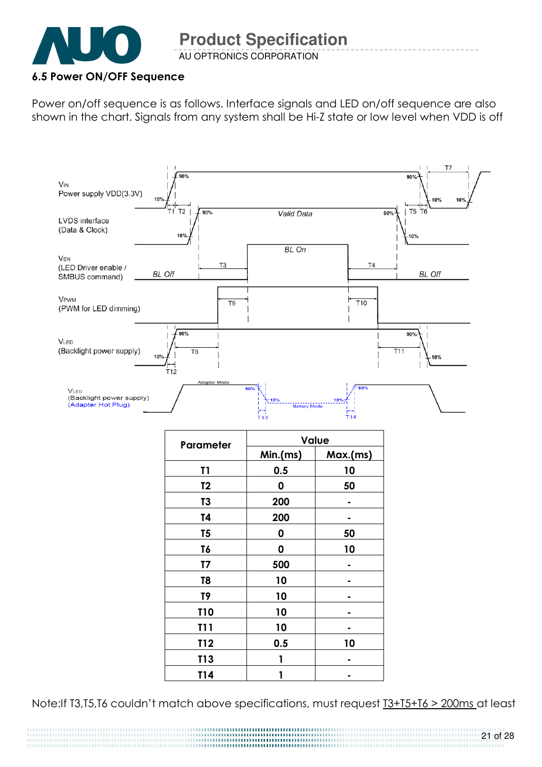### 6.5 Power ON/OFF Sequence

Power on/off sequence is as follows. Interface signals and LED on/off sequence are also shown in the chart. Signals from any system shall be Hi-Z state or low level when VDD is off

| Parameter | Value | |
|---|---|---|
| | Min.(ms) | Max.(ms) |
| T1 | 0.5 | 10 |
| T2 | 0 | 50 |
| T3 | 200 | - |
| T4 | 200 | - |
| T5 | 0 | 50 |
| T6 | 0 | 10 |
| T7 | 500 | - |
| T8 | 10 | - |
| T9 | 10 | - |
| T10 | 10 | - |
| T11 | 10 | - |
| T12 | 0.5 | 10 |
| T13 | 1 | - |
| T14 | 1 | - |

Note:If T3,T5,T6 couldn't match above specifications, must request T3+T5+T6 > 200ms at least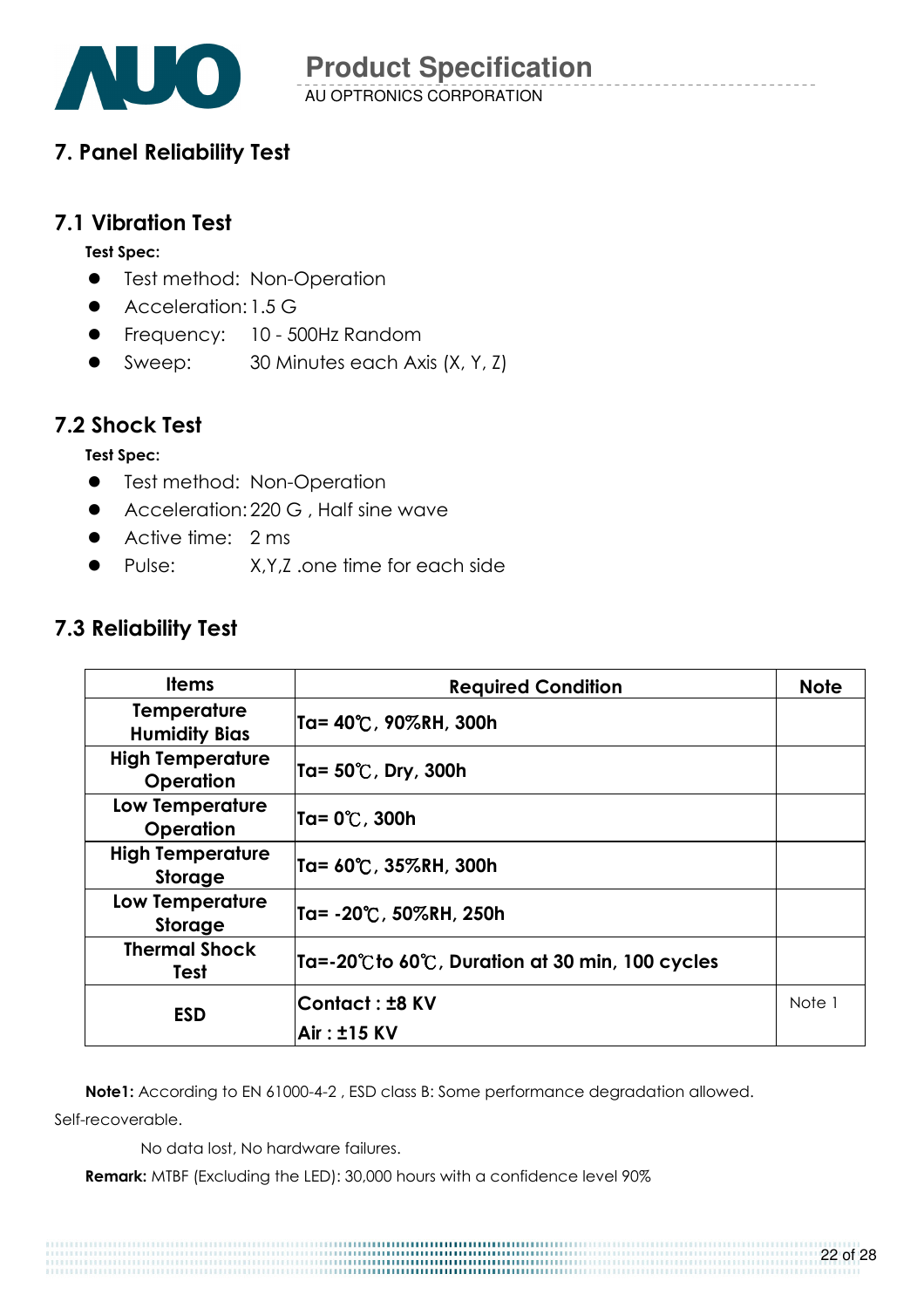# 7. Panel Reliability Test

## 7.1 Vibration Test

**Test Spec:**

- Test method: Non-Operation
- Acceleration: 1.5 G
- Frequency: 10 - 500Hz Random
- Sweep: 30 Minutes each Axis (X, Y, Z)

## 7.2 Shock Test

**Test Spec:**

- Test method: Non-Operation
- Acceleration: 220 G , Half sine wave
- Active time: 2 ms
- Pulse: X,Y,Z .one time for each side

## 7.3 Reliability Test

| Items | Required Condition | Note |
|---|---|---|
| **Temperature Humidity Bias** | **Ta= 40℃, 90%RH, 300h** | |
| **High Temperature Operation** | **Ta= 50℃, Dry, 300h** | |
| **Low Temperature Operation** | **Ta= 0℃, 300h** | |
| **High Temperature Storage** | **Ta= 60℃, 35%RH, 300h** | |
| **Low Temperature Storage** | **Ta= -20℃, 50%RH, 250h** | |
| **Thermal Shock Test** | **Ta=-20℃to 60℃, Duration at 30 min, 100 cycles** | |
| **ESD** | **Contact : ±8 KV**<br>**Air : ±15 KV** | Note 1 |

**Note1:** According to EN 61000-4-2 , ESD class B: Some performance degradation allowed. Self-recoverable.

No data lost, No hardware failures.

**Remark:** MTBF (Excluding the LED): 30,000 hours with a confidence level 90%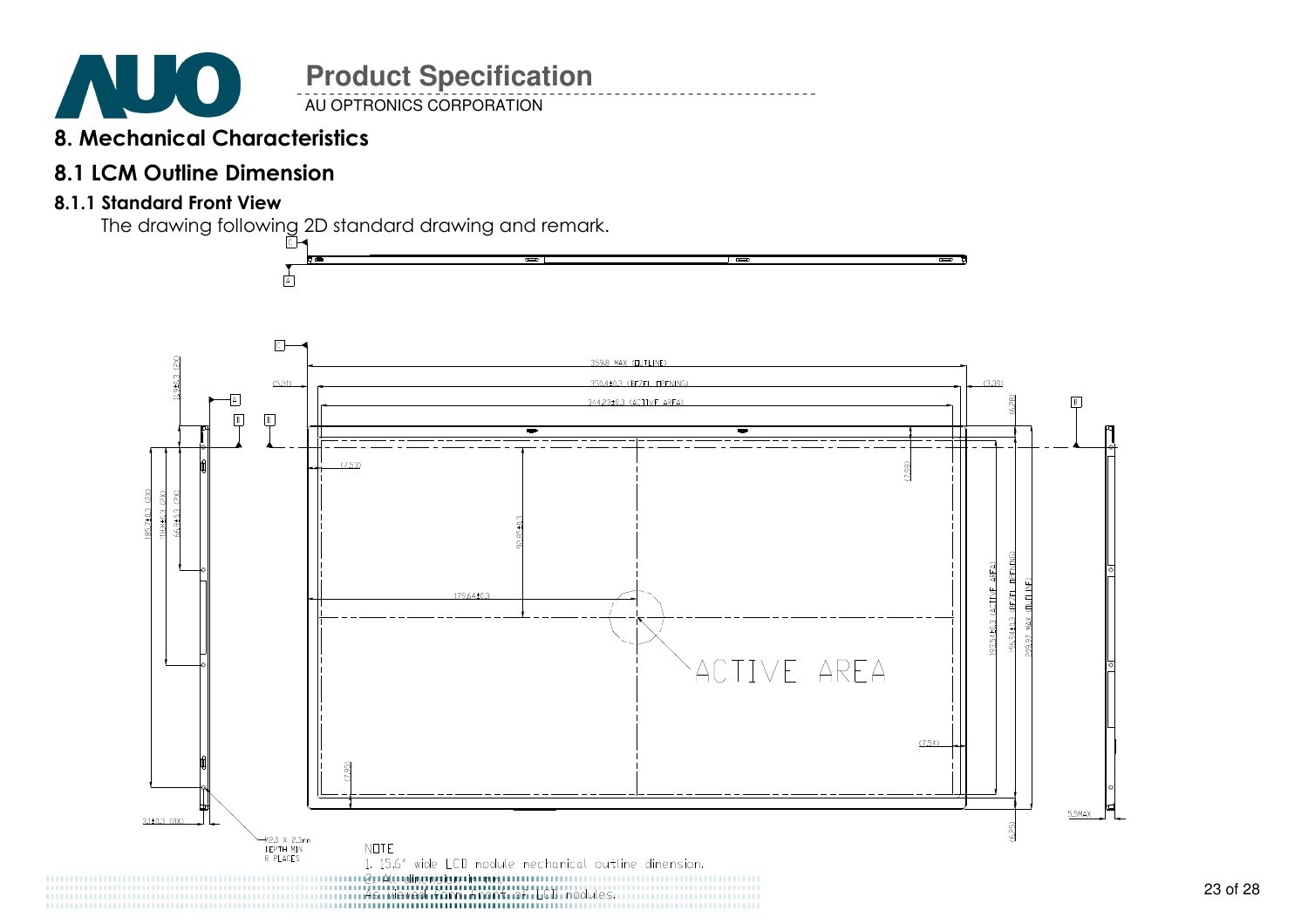# 8. Mechanical Characteristics

## 8.1 LCM Outline Dimension

### 8.1.1 Standard Front View

The drawing following 2D standard drawing and remark.

NOTE

1. 15.6" wide LCD module mechanical outline dimension.
2. Unit: mm
3. As viewed from front of LCD modules.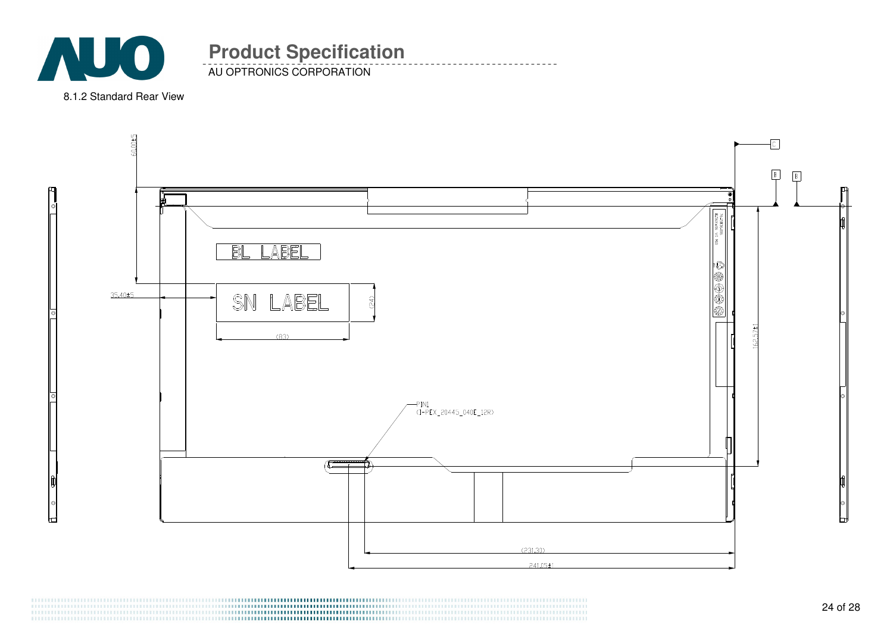8.1.2 Standard Rear View

BL LABEL

SN LABEL

60.00±5

35.40±5

(24)

(83)

PIN1

(I-PEX_20445_040E_12R)

162.57±1

(231.30)

241.05±1

C

B

B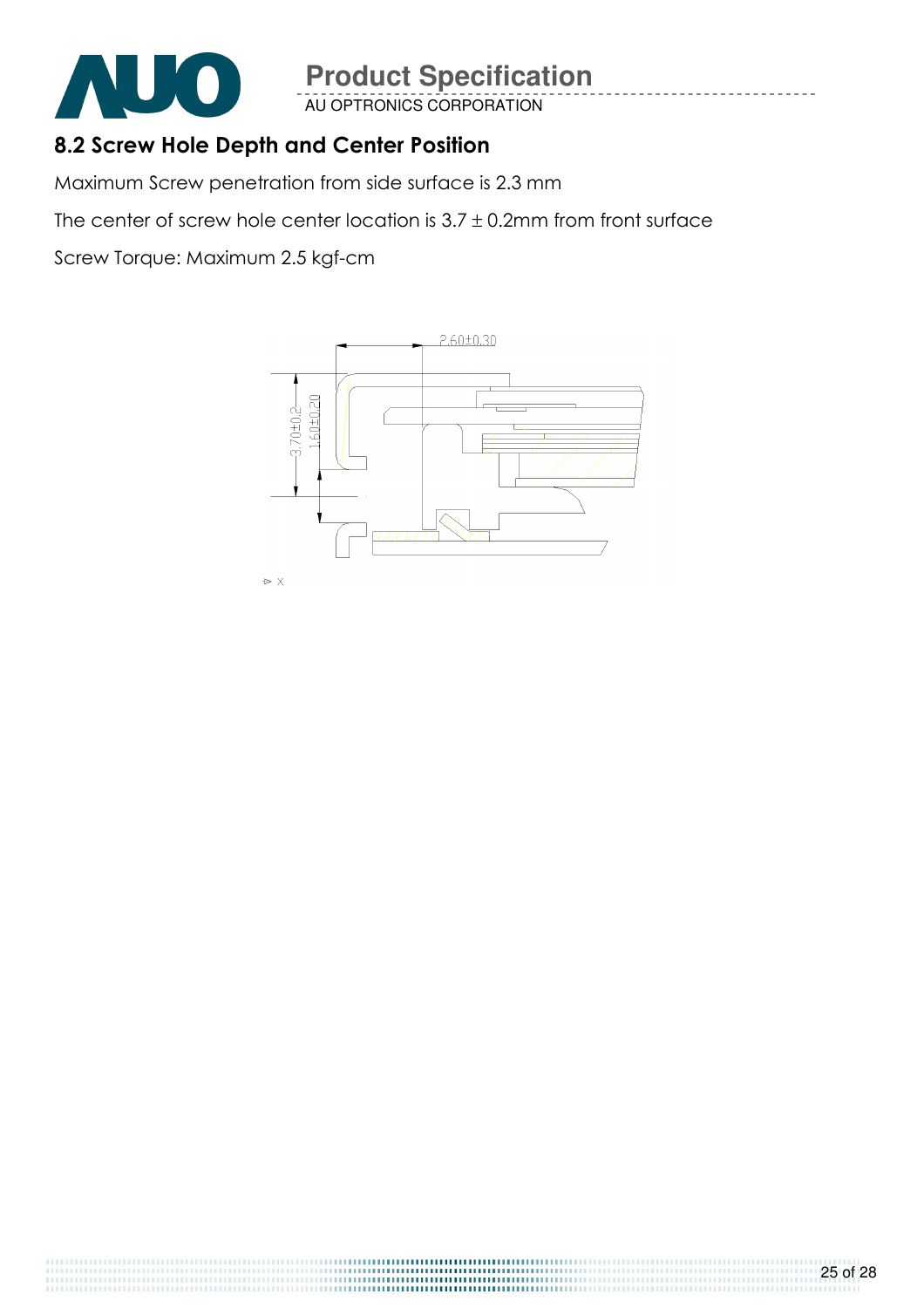## 8.2 Screw Hole Depth and Center Position

Maximum Screw penetration from side surface is 2.3 mm

The center of screw hole center location is 3.7 ± 0.2mm from front surface

Screw Torque: Maximum 2.5 kgf-cm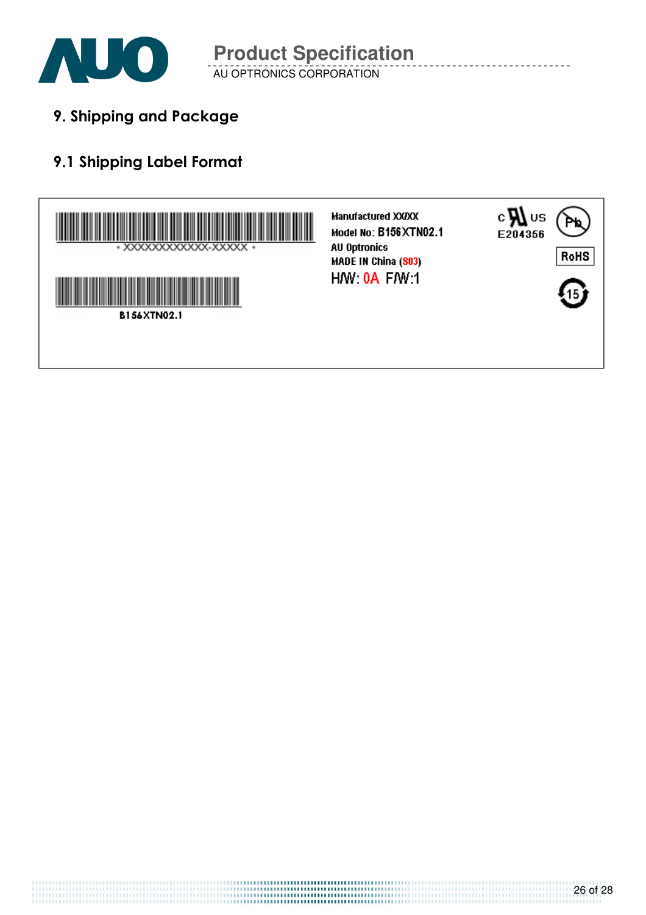## 9. Shipping and Package

### 9.1 Shipping Label Format

\* XXXXXXXXXXXX-XXXXX \*

B156XTN02.1

Manufactured XX/XX
Model No: B156XTN02.1
AU Optronics
MADE IN China (S03)
H/W: 0A F/W:1

c US
E204356

RoHS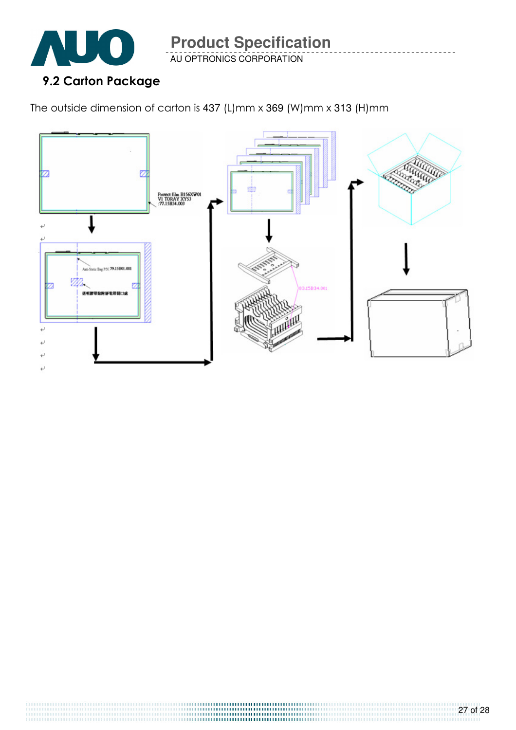## 9.2 Carton Package

The outside dimension of carton is 437 (L)mm x 369 (W)mm x 313 (H)mm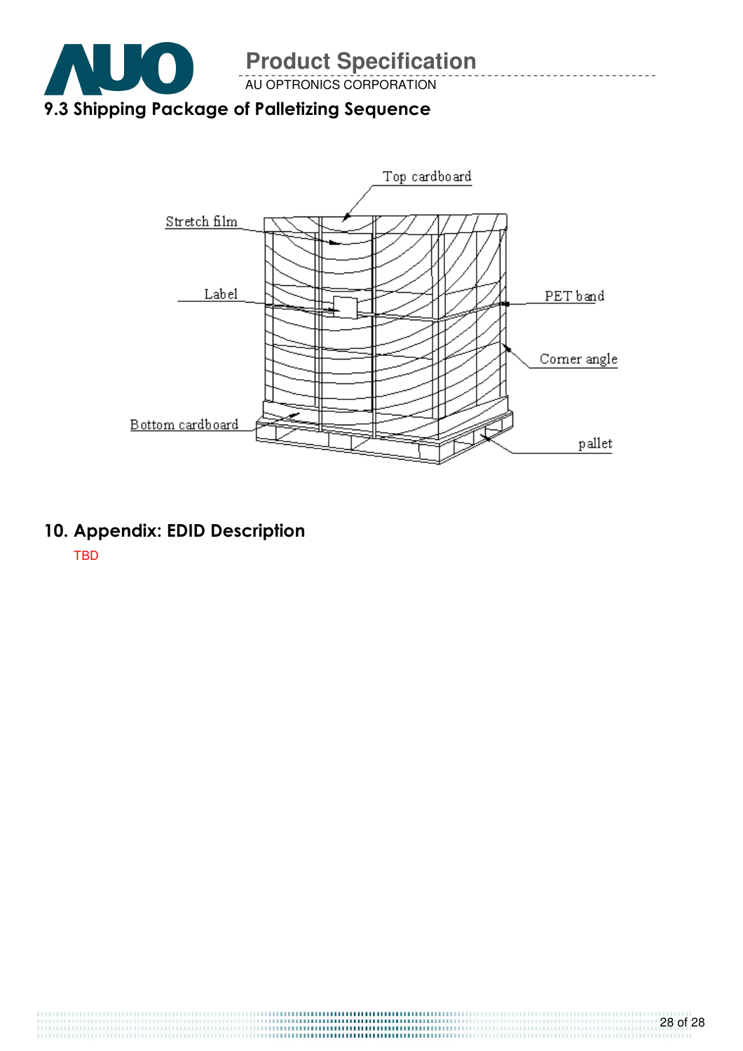## 9.3 Shipping Package of Palletizing Sequence

Top cardboard

Stretch film

Label

PET band

Corner angle

Bottom cardboard

pallet

# 10. Appendix: EDID Description

TBD